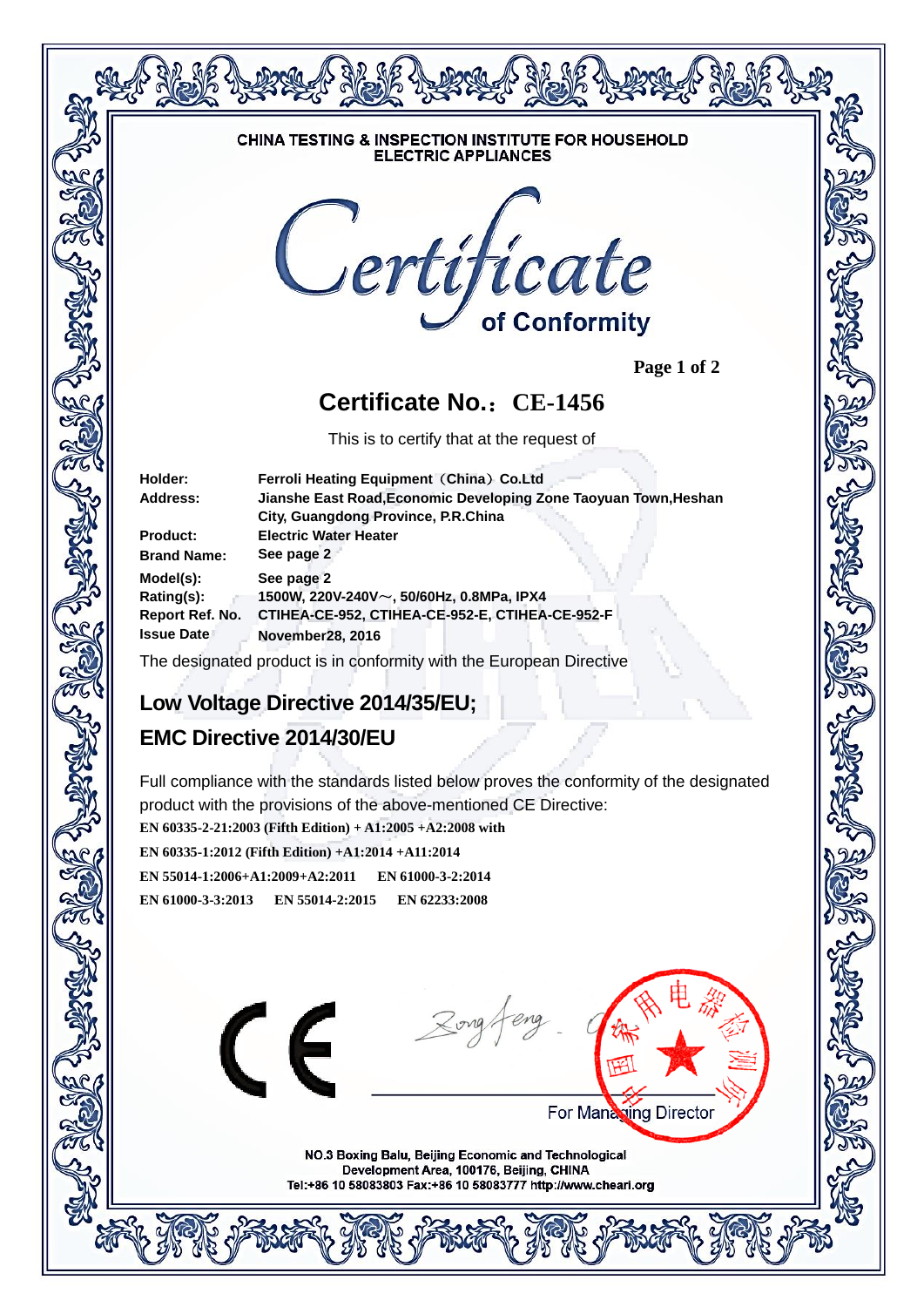CHINA TESTING & INSPECTION INSTITUTE FOR HOUSEHOLD ELECTRIC APPLIANCES

# Certificate of Conformity

## Certificate No.：CE-1456

This is to certify that at the request of

| | |
|---|---|
| **Holder:** | **Ferroli Heating Equipment（China）Co.Ltd** |
| **Address:** | **Jianshe East Road,Economic Developing Zone Taoyuan Town,Heshan City, Guangdong Province, P.R.China** |
| **Product:** | **Electric Water Heater** |
| **Brand Name:** | **See page 2** |
| **Model(s):** | **See page 2** |
| **Rating(s):** | **1500W, 220V-240V～, 50/60Hz, 0.8MPa, IPX4** |
| **Report Ref. No.** | **CTIHEA-CE-952, CTIHEA-CE-952-E, CTIHEA-CE-952-F** |
| **Issue Date** | **November28, 2016** |

The designated product is in conformity with the European Directive

### Low Voltage Directive 2014/35/EU;

### EMC Directive 2014/30/EU

Full compliance with the standards listed below proves the conformity of the designated product with the provisions of the above-mentioned CE Directive:

**EN 60335-2-21:2003 (Fifth Edition) + A1:2005 +A2:2008 with**

**EN 60335-1:2012 (Fifth Edition) +A1:2014 +A11:2014**

**EN 55014-1:2006+A1:2009+A2:2011 EN 61000-3-2:2014**

**EN 61000-3-3:2013 EN 55014-2:2015 EN 62233:2008**

CE

For Managing Director

NO.3 Boxing Balu, Beijing Economic and Technological Development Area, 100176, Beijing, CHINA
Tel:+86 10 58083803 Fax:+86 10 58083777 http://www.cheari.org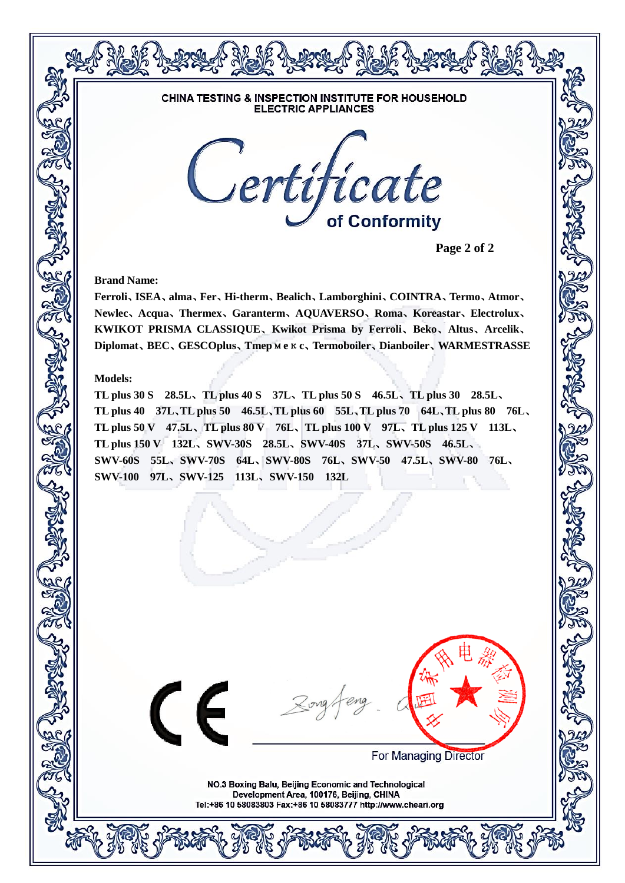CHINA TESTING & INSPECTION INSTITUTE FOR HOUSEHOLD ELECTRIC APPLIANCES

# Certificate

## of Conformity

**Page 2 of 2**

**Brand Name:**

**Ferroli、ISEA、alma、Fer、Hi-therm、Bealich、Lamborghini、COINTRA、Termo、Atmor、Newlec、Acqua、Thermex、Garanterm、AQUAVERSO、Roma、Koreastar、Electrolux、KWIKOT PRISMA CLASSIQUE、Kwikot Prisma by Ferroli、Beko、Altus、Arcelik、Diplomat、BEC、GESCOplus、Tmepмeкc、Termoboiler、Dianboiler、WARMESTRASSE**

**Models:**

**TL plus 30 S 28.5L、TL plus 40 S 37L、TL plus 50 S 46.5L、TL plus 30 28.5L、TL plus 40 37L、TL plus 50 46.5L、TL plus 60 55L、TL plus 70 64L、TL plus 80 76L、TL plus 50 V 47.5L、TL plus 80 V 76L、TL plus 100 V 97L、TL plus 125 V 113L、TL plus 150 V 132L、SWV-30S 28.5L、SWV-40S 37L、SWV-50S 46.5L、SWV-60S 55L、SWV-70S 64L、SWV-80S 76L、SWV-50 47.5L、SWV-80 76L、SWV-100 97L、SWV-125 113L、SWV-150 132L**

CE

For Managing Director

NO.3 Boxing Balu, Beijing Economic and Technological Development Area, 100176, Beijing, CHINA
Tel:+86 10 58083803 Fax:+86 10 58083777 http://www.cheari.org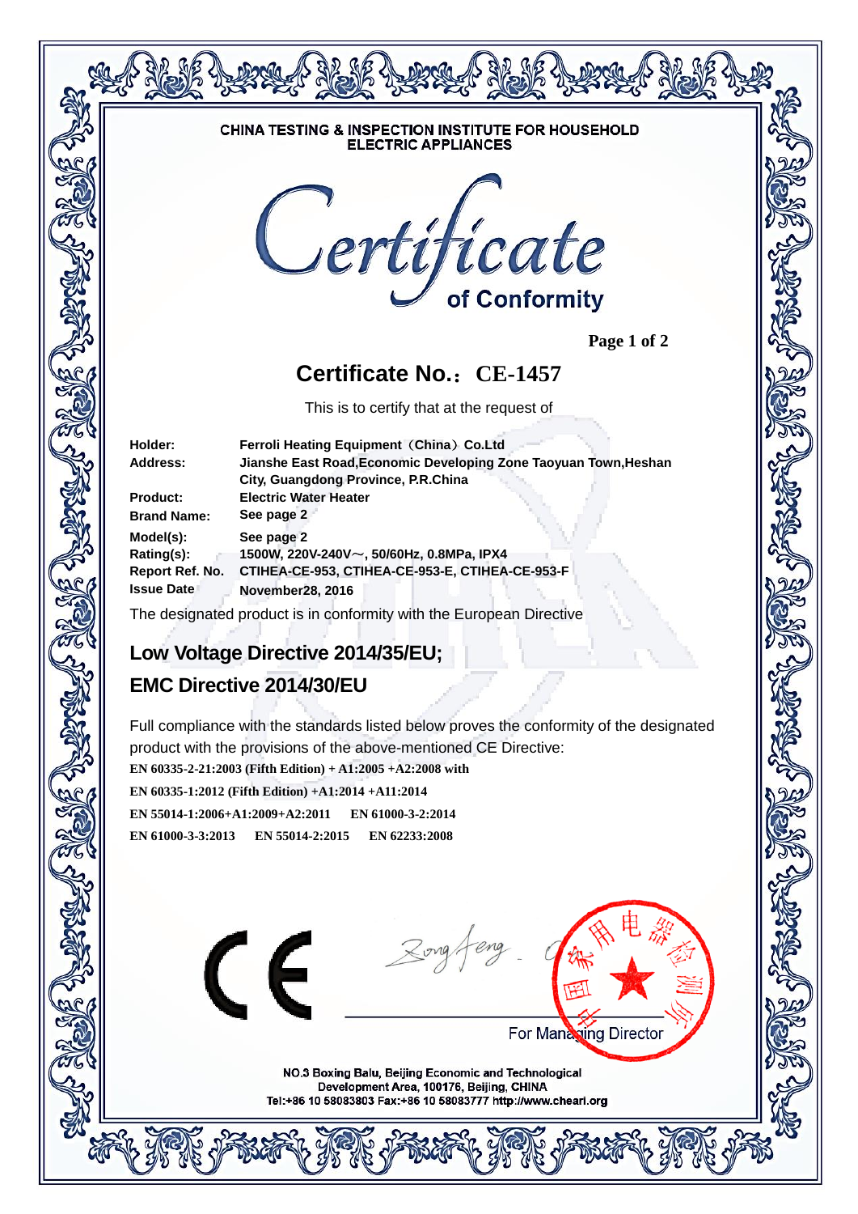CHINA TESTING & INSPECTION INSTITUTE FOR HOUSEHOLD ELECTRIC APPLIANCES

# Certificate

## of Conformity

Page 1 of 2

## Certificate No.：CE-1457

This is to certify that at the request of

| | |
|---|---|
| **Holder:** | **Ferroli Heating Equipment（China）Co.Ltd** |
| **Address:** | **Jianshe East Road,Economic Developing Zone Taoyuan Town,Heshan City, Guangdong Province, P.R.China** |
| **Product:** | **Electric Water Heater** |
| **Brand Name:** | **See page 2** |
| **Model(s):** | **See page 2** |
| **Rating(s):** | **1500W, 220V-240V～, 50/60Hz, 0.8MPa, IPX4** |
| **Report Ref. No.** | **CTIHEA-CE-953, CTIHEA-CE-953-E, CTIHEA-CE-953-F** |
| **Issue Date** | **November28, 2016** |

The designated product is in conformity with the European Directive

## Low Voltage Directive 2014/35/EU;

## EMC Directive 2014/30/EU

Full compliance with the standards listed below proves the conformity of the designated product with the provisions of the above-mentioned CE Directive:

**EN 60335-2-21:2003 (Fifth Edition) + A1:2005 +A2:2008 with**

**EN 60335-1:2012 (Fifth Edition) +A1:2014 +A11:2014**

**EN 55014-1:2006+A1:2009+A2:2011 EN 61000-3-2:2014**

**EN 61000-3-3:2013 EN 55014-2:2015 EN 62233:2008**

CE

For Managing Director

NO.3 Boxing Balu, Beijing Economic and Technological Development Area, 100176, Beijing, CHINA
Tel:+86 10 58083803 Fax:+86 10 58083777 http://www.cheari.org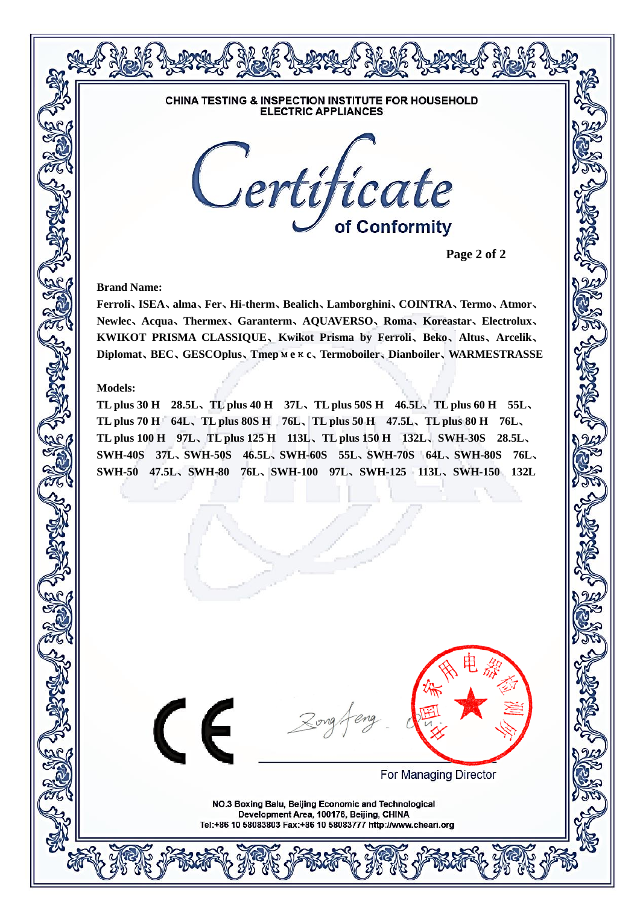CHINA TESTING & INSPECTION INSTITUTE FOR HOUSEHOLD ELECTRIC APPLIANCES

# Certificate of Conformity

**Brand Name:**

**Ferroli、ISEA、alma、Fer、Hi-therm、Bealich、Lamborghini、COINTRA、Termo、Atmor、Newlec、Acqua、Thermex、Garanterm、AQUAVERSO、Roma、Koreastar、Electrolux、KWIKOT PRISMA CLASSIQUE、Kwikot Prisma by Ferroli、Beko、Altus、Arcelik、Diplomat、BEC、GESCOplus、Tmepмeкc、Termoboiler、Dianboiler、WARMESTRASSE**

**Models:**

**TL plus 30 H 28.5L、TL plus 40 H 37L、TL plus 50S H 46.5L、TL plus 60 H 55L、TL plus 70 H 64L、TL plus 80S H 76L、TL plus 50 H 47.5L、TL plus 80 H 76L、TL plus 100 H 97L、TL plus 125 H 113L、TL plus 150 H 132L、SWH-30S 28.5L、SWH-40S 37L、SWH-50S 46.5L、SWH-60S 55L、SWH-70S 64L、SWH-80S 76L、SWH-50 47.5L、SWH-80 76L、SWH-100 97L、SWH-125 113L、SWH-150 132L**

CE

Zong Feng

For Managing Director

NO.3 Boxing Balu, Beijing Economic and Technological Development Area, 100176, Beijing, CHINA
Tel:+86 10 58083803 Fax:+86 10 58083777 http://www.cheari.org